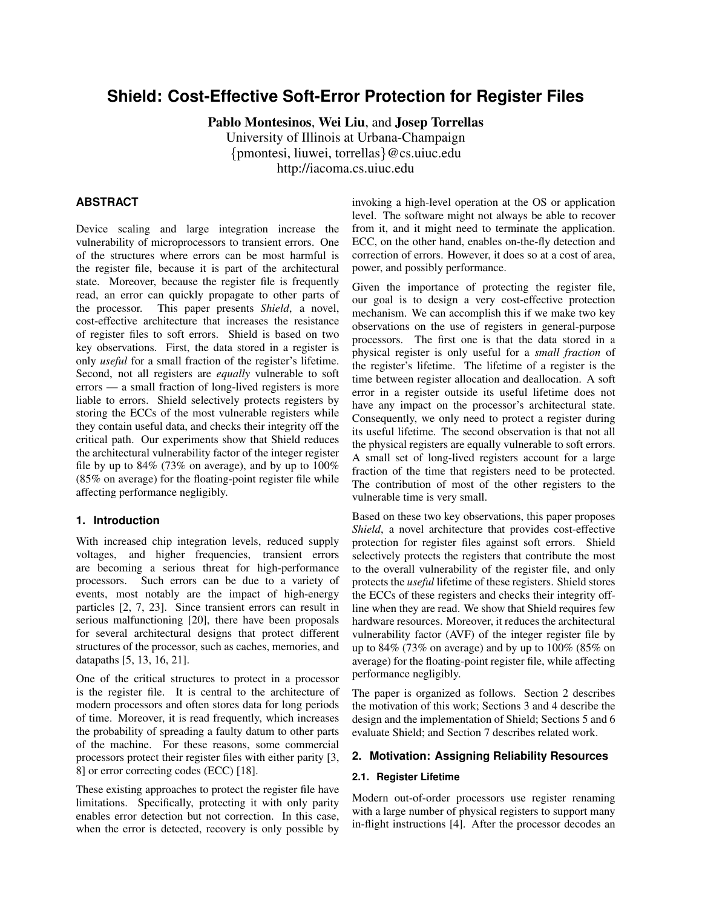# Shield: Cost-Effective Soft-Error Protection for Register Files

**Pablo Montesinos**, **Wei Liu**, and **Josep Torrellas**
University of Illinois at Urbana-Champaign
{pmontesi, liuwei, torrellas}@cs.uiuc.edu
http://iacoma.cs.uiuc.edu

## ABSTRACT

Device scaling and large integration increase the vulnerability of microprocessors to transient errors. One of the structures where errors can be most harmful is the register file, because it is part of the architectural state. Moreover, because the register file is frequently read, an error can quickly propagate to other parts of the processor. This paper presents *Shield*, a novel, cost-effective architecture that increases the resistance of register files to soft errors. Shield is based on two key observations. First, the data stored in a register is only *useful* for a small fraction of the register's lifetime. Second, not all registers are *equally* vulnerable to soft errors — a small fraction of long-lived registers is more liable to errors. Shield selectively protects registers by storing the ECCs of the most vulnerable registers while they contain useful data, and checks their integrity off the critical path. Our experiments show that Shield reduces the architectural vulnerability factor of the integer register file by up to 84% (73% on average), and by up to 100% (85% on average) for the floating-point register file while affecting performance negligibly.

## 1. Introduction

With increased chip integration levels, reduced supply voltages, and higher frequencies, transient errors are becoming a serious threat for high-performance processors. Such errors can be due to a variety of events, most notably are the impact of high-energy particles [2, 7, 23]. Since transient errors can result in serious malfunctioning [20], there have been proposals for several architectural designs that protect different structures of the processor, such as caches, memories, and datapaths [5, 13, 16, 21].

One of the critical structures to protect in a processor is the register file. It is central to the architecture of modern processors and often stores data for long periods of time. Moreover, it is read frequently, which increases the probability of spreading a faulty datum to other parts of the machine. For these reasons, some commercial processors protect their register files with either parity [3, 8] or error correcting codes (ECC) [18].

These existing approaches to protect the register file have limitations. Specifically, protecting it with only parity enables error detection but not correction. In this case, when the error is detected, recovery is only possible by invoking a high-level operation at the OS or application level. The software might not always be able to recover from it, and it might need to terminate the application. ECC, on the other hand, enables on-the-fly detection and correction of errors. However, it does so at a cost of area, power, and possibly performance.

Given the importance of protecting the register file, our goal is to design a very cost-effective protection mechanism. We can accomplish this if we make two key observations on the use of registers in general-purpose processors. The first one is that the data stored in a physical register is only useful for a *small fraction* of the register's lifetime. The lifetime of a register is the time between register allocation and deallocation. A soft error in a register outside its useful lifetime does not have any impact on the processor's architectural state. Consequently, we only need to protect a register during its useful lifetime. The second observation is that not all the physical registers are equally vulnerable to soft errors. A small set of long-lived registers account for a large fraction of the time that registers need to be protected. The contribution of most of the other registers to the vulnerable time is very small.

Based on these two key observations, this paper proposes *Shield*, a novel architecture that provides cost-effective protection for register files against soft errors. Shield selectively protects the registers that contribute the most to the overall vulnerability of the register file, and only protects the *useful* lifetime of these registers. Shield stores the ECCs of these registers and checks their integrity offline when they are read. We show that Shield requires few hardware resources. Moreover, it reduces the architectural vulnerability factor (AVF) of the integer register file by up to 84% (73% on average) and by up to 100% (85% on average) for the floating-point register file, while affecting performance negligibly.

The paper is organized as follows. Section 2 describes the motivation of this work; Sections 3 and 4 describe the design and the implementation of Shield; Sections 5 and 6 evaluate Shield; and Section 7 describes related work.

## 2. Motivation: Assigning Reliability Resources

### 2.1. Register Lifetime

Modern out-of-order processors use register renaming with a large number of physical registers to support many in-flight instructions [4]. After the processor decodes an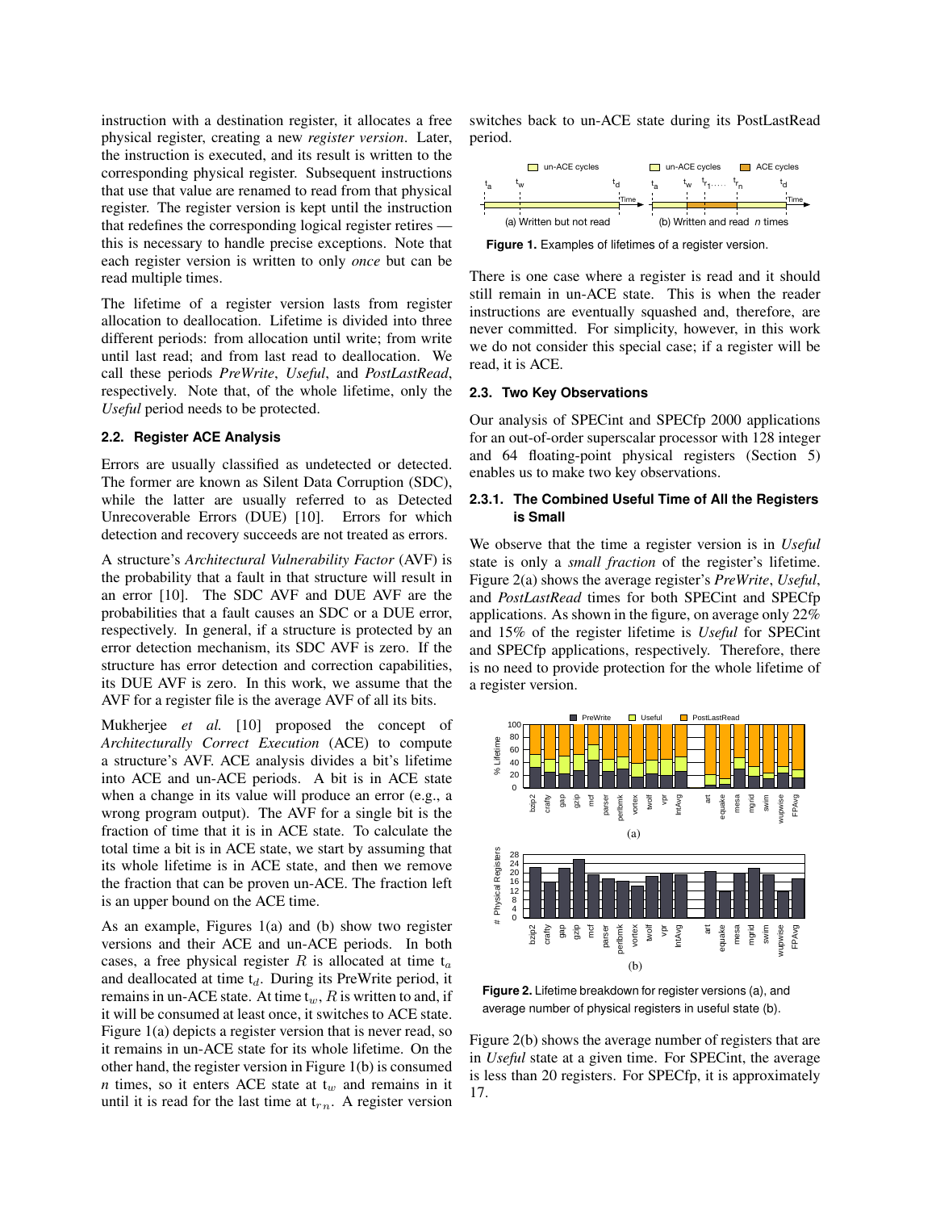instruction with a destination register, it allocates a free physical register, creating a new *register version*. Later, the instruction is executed, and its result is written to the corresponding physical register. Subsequent instructions that use that value are renamed to read from that physical register. The register version is kept until the instruction that redefines the corresponding logical register retires — this is necessary to handle precise exceptions. Note that each register version is written to only *once* but can be read multiple times.

The lifetime of a register version lasts from register allocation to deallocation. Lifetime is divided into three different periods: from allocation until write; from write until last read; and from last read to deallocation. We call these periods *PreWrite*, *Useful*, and *PostLastRead*, respectively. Note that, of the whole lifetime, only the *Useful* period needs to be protected.

### 2.2. Register ACE Analysis

Errors are usually classified as undetected or detected. The former are known as Silent Data Corruption (SDC), while the latter are usually referred to as Detected Unrecoverable Errors (DUE) [10]. Errors for which detection and recovery succeeds are not treated as errors.

A structure's *Architectural Vulnerability Factor* (AVF) is the probability that a fault in that structure will result in an error [10]. The SDC AVF and DUE AVF are the probabilities that a fault causes an SDC or a DUE error, respectively. In general, if a structure is protected by an error detection mechanism, its SDC AVF is zero. If the structure has error detection and correction capabilities, its DUE AVF is zero. In this work, we assume that the AVF for a register file is the average AVF of all its bits.

Mukherjee *et al.* [10] proposed the concept of *Architecturally Correct Execution* (ACE) to compute a structure's AVF. ACE analysis divides a bit's lifetime into ACE and un-ACE periods. A bit is in ACE state when a change in its value will produce an error (e.g., a wrong program output). The AVF for a single bit is the fraction of time that it is in ACE state. To calculate the total time a bit is in ACE state, we start by assuming that its whole lifetime is in ACE state, and then we remove the fraction that can be proven un-ACE. The fraction left is an upper bound on the ACE time.

As an example, Figures 1(a) and (b) show two register versions and their ACE and un-ACE periods. In both cases, a free physical register $R$ is allocated at time $t_a$ and deallocated at time $t_d$. During its PreWrite period, it remains in un-ACE state. At time $t_w$, $R$ is written to and, if it will be consumed at least once, it switches to ACE state. Figure 1(a) depicts a register version that is never read, so it remains in un-ACE state for its whole lifetime. On the other hand, the register version in Figure 1(b) is consumed $n$ times, so it enters ACE state at $t_w$ and remains in it until it is read for the last time at $t_{rn}$. A register version switches back to un-ACE state during its PostLastRead period.

**Figure 1.** Examples of lifetimes of a register version.

There is one case where a register is read and it should still remain in un-ACE state. This is when the reader instructions are eventually squashed and, therefore, are never committed. For simplicity, however, in this work we do not consider this special case; if a register will be read, it is ACE.

### 2.3. Two Key Observations

Our analysis of SPECint and SPECfp 2000 applications for an out-of-order superscalar processor with 128 integer and 64 floating-point physical registers (Section 5) enables us to make two key observations.

#### 2.3.1. The Combined Useful Time of All the Registers is Small

We observe that the time a register version is in *Useful* state is only a *small fraction* of the register's lifetime. Figure 2(a) shows the average register's *PreWrite*, *Useful*, and *PostLastRead* times for both SPECint and SPECfp applications. As shown in the figure, on average only 22% and 15% of the register lifetime is *Useful* for SPECint and SPECfp applications, respectively. Therefore, there is no need to provide protection for the whole lifetime of a register version.

**Figure 2.** Lifetime breakdown for register versions (a), and average number of physical registers in useful state (b).

Figure 2(b) shows the average number of registers that are in *Useful* state at a given time. For SPECint, the average is less than 20 registers. For SPECfp, it is approximately 17.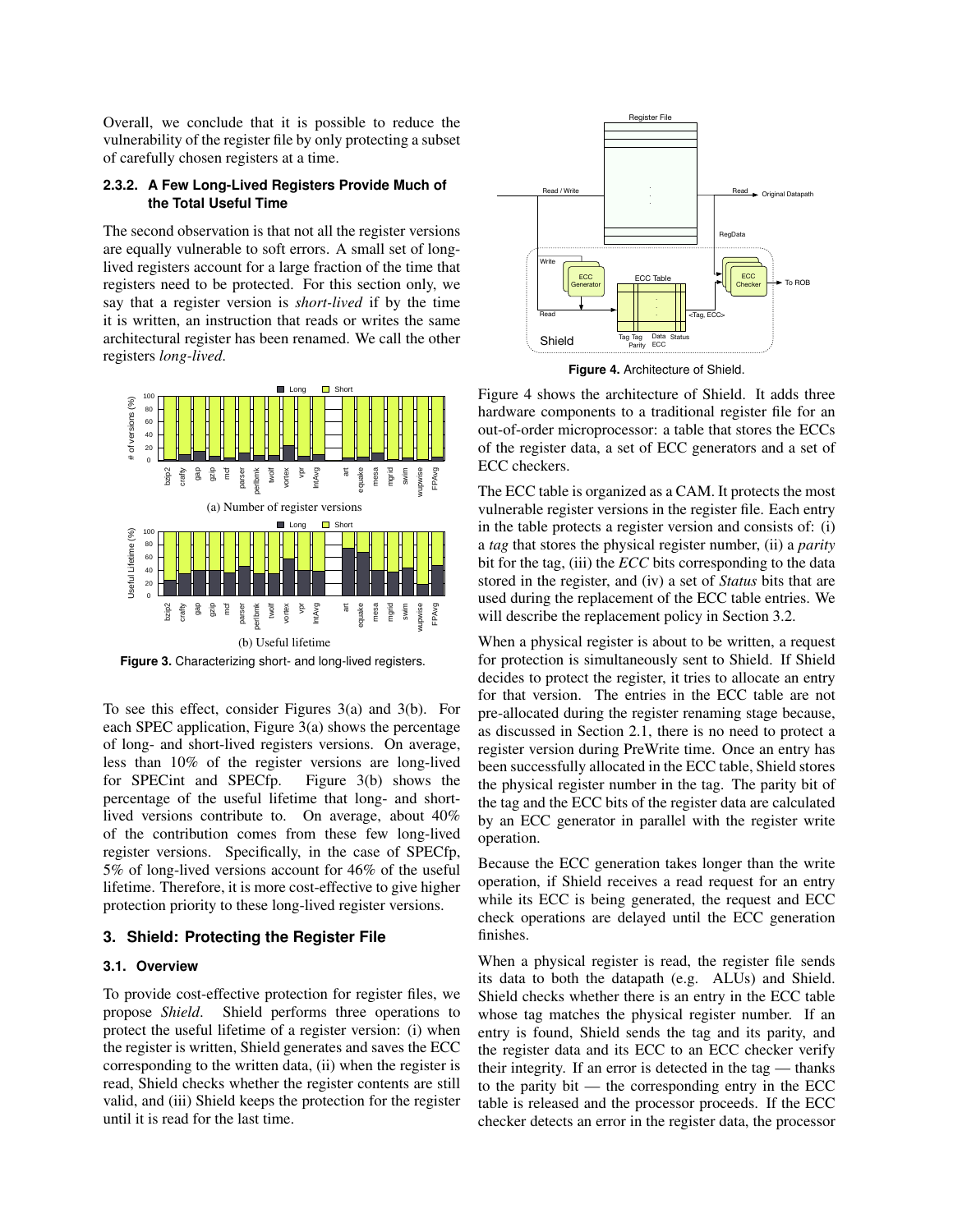Overall, we conclude that it is possible to reduce the vulnerability of the register file by only protecting a subset of carefully chosen registers at a time.

#### 2.3.2. A Few Long-Lived Registers Provide Much of the Total Useful Time

The second observation is that not all the register versions are equally vulnerable to soft errors. A small set of long-lived registers account for a large fraction of the time that registers need to be protected. For this section only, we say that a register version is *short-lived* if by the time it is written, an instruction that reads or writes the same architectural register has been renamed. We call the other registers *long-lived*.

(a) Number of register versions

(b) Useful lifetime

**Figure 3.** Characterizing short- and long-lived registers.

To see this effect, consider Figures 3(a) and 3(b). For each SPEC application, Figure 3(a) shows the percentage of long- and short-lived registers versions. On average, less than 10% of the register versions are long-lived for SPECint and SPECfp. Figure 3(b) shows the percentage of the useful lifetime that long- and short-lived versions contribute to. On average, about 40% of the contribution comes from these few long-lived register versions. Specifically, in the case of SPECfp, 5% of long-lived versions account for 46% of the useful lifetime. Therefore, it is more cost-effective to give higher protection priority to these long-lived register versions.

### 3. Shield: Protecting the Register File

#### 3.1. Overview

To provide cost-effective protection for register files, we propose *Shield*. Shield performs three operations to protect the useful lifetime of a register version: (i) when the register is written, Shield generates and saves the ECC corresponding to the written data, (ii) when the register is read, Shield checks whether the register contents are still valid, and (iii) Shield keeps the protection for the register until it is read for the last time.

**Figure 4.** Architecture of Shield.

Figure 4 shows the architecture of Shield. It adds three hardware components to a traditional register file for an out-of-order microprocessor: a table that stores the ECCs of the register data, a set of ECC generators and a set of ECC checkers.

The ECC table is organized as a CAM. It protects the most vulnerable register versions in the register file. Each entry in the table protects a register version and consists of: (i) a *tag* that stores the physical register number, (ii) a *parity* bit for the tag, (iii) the *ECC* bits corresponding to the data stored in the register, and (iv) a set of *Status* bits that are used during the replacement of the ECC table entries. We will describe the replacement policy in Section 3.2.

When a physical register is about to be written, a request for protection is simultaneously sent to Shield. If Shield decides to protect the register, it tries to allocate an entry for that version. The entries in the ECC table are not pre-allocated during the register renaming stage because, as discussed in Section 2.1, there is no need to protect a register version during PreWrite time. Once an entry has been successfully allocated in the ECC table, Shield stores the physical register number in the tag. The parity bit of the tag and the ECC bits of the register data are calculated by an ECC generator in parallel with the register write operation.

Because the ECC generation takes longer than the write operation, if Shield receives a read request for an entry while its ECC is being generated, the request and ECC check operations are delayed until the ECC generation finishes.

When a physical register is read, the register file sends its data to both the datapath (e.g. ALUs) and Shield. Shield checks whether there is an entry in the ECC table whose tag matches the physical register number. If an entry is found, Shield sends the tag and its parity, and the register data and its ECC to an ECC checker verify their integrity. If an error is detected in the tag — thanks to the parity bit — the corresponding entry in the ECC table is released and the processor proceeds. If the ECC checker detects an error in the register data, the processor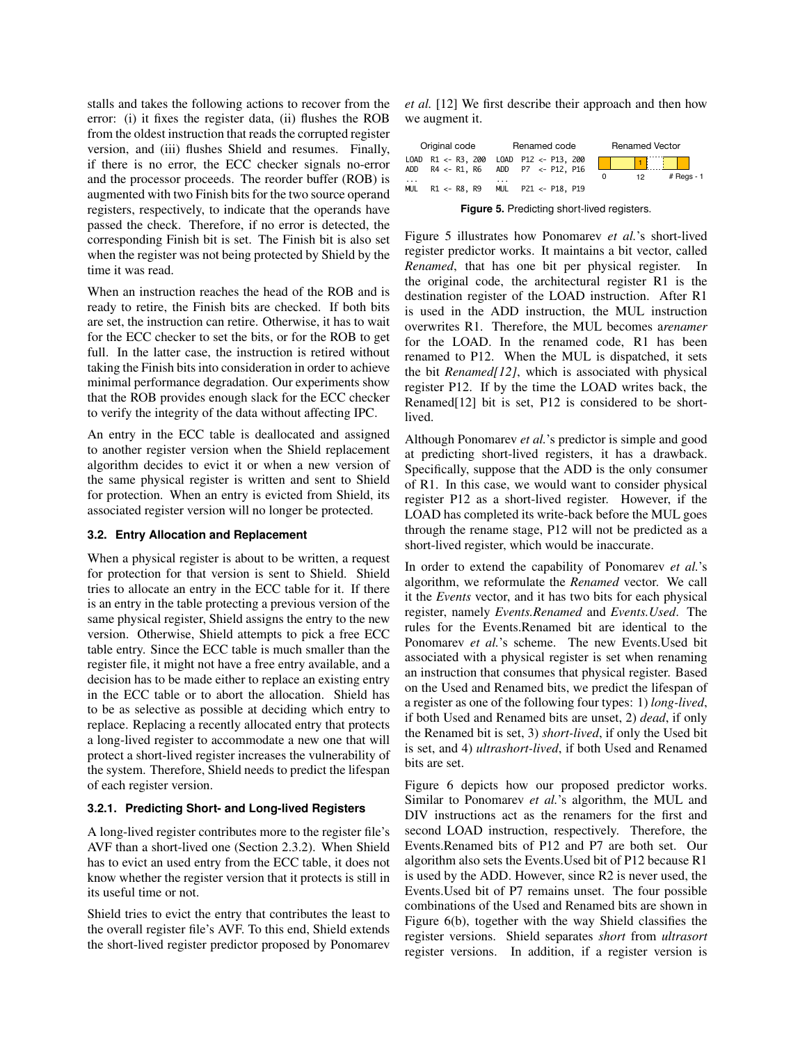stalls and takes the following actions to recover from the error: (i) it fixes the register data, (ii) flushes the ROB from the oldest instruction that reads the corrupted register version, and (iii) flushes Shield and resumes. Finally, if there is no error, the ECC checker signals no-error and the processor proceeds. The reorder buffer (ROB) is augmented with two Finish bits for the two source operand registers, respectively, to indicate that the operands have passed the check. Therefore, if no error is detected, the corresponding Finish bit is set. The Finish bit is also set when the register was not being protected by Shield by the time it was read.

When an instruction reaches the head of the ROB and is ready to retire, the Finish bits are checked. If both bits are set, the instruction can retire. Otherwise, it has to wait for the ECC checker to set the bits, or for the ROB to get full. In the latter case, the instruction is retired without taking the Finish bits into consideration in order to achieve minimal performance degradation. Our experiments show that the ROB provides enough slack for the ECC checker to verify the integrity of the data without affecting IPC.

An entry in the ECC table is deallocated and assigned to another register version when the Shield replacement algorithm decides to evict it or when a new version of the same physical register is written and sent to Shield for protection. When an entry is evicted from Shield, its associated register version will no longer be protected.

### 3.2. Entry Allocation and Replacement

When a physical register is about to be written, a request for protection for that version is sent to Shield. Shield tries to allocate an entry in the ECC table for it. If there is an entry in the table protecting a previous version of the same physical register, Shield assigns the entry to the new version. Otherwise, Shield attempts to pick a free ECC table entry. Since the ECC table is much smaller than the register file, it might not have a free entry available, and a decision has to be made either to replace an existing entry in the ECC table or to abort the allocation. Shield has to be as selective as possible at deciding which entry to replace. Replacing a recently allocated entry that protects a long-lived register to accommodate a new one that will protect a short-lived register increases the vulnerability of the system. Therefore, Shield needs to predict the lifespan of each register version.

#### 3.2.1. Predicting Short- and Long-lived Registers

A long-lived register contributes more to the register file's AVF than a short-lived one (Section 2.3.2). When Shield has to evict an used entry from the ECC table, it does not know whether the register version that it protects is still in its useful time or not.

Shield tries to evict the entry that contributes the least to the overall register file's AVF. To this end, Shield extends the short-lived register predictor proposed by Ponomarev *et al.* [12] We first describe their approach and then how we augment it.

| Original code | Renamed code |
| --- | --- |
| `LOAD R1 <- R3, 200` | `LOAD P12 <- P13, 200` |
| `ADD R4 <- R1, R6` | `ADD P7 <- P12, P16` |
| `...` | `...` |
| `MUL R1 <- R8, R9` | `MUL P21 <- P18, P19` |

Renamed Vector: 0 … 12 (bit set to 1) … # Regs - 1

**Figure 5.** Predicting short-lived registers.

Figure 5 illustrates how Ponomarev *et al.*'s short-lived register predictor works. It maintains a bit vector, called *Renamed*, that has one bit per physical register. In the original code, the architectural register R1 is the destination register of the LOAD instruction. After R1 is used in the ADD instruction, the MUL instruction overwrites R1. Therefore, the MUL becomes a*renamer* for the LOAD. In the renamed code, R1 has been renamed to P12. When the MUL is dispatched, it sets the bit *Renamed[12]*, which is associated with physical register P12. If by the time the LOAD writes back, the Renamed[12] bit is set, P12 is considered to be short-lived.

Although Ponomarev *et al.*'s predictor is simple and good at predicting short-lived registers, it has a drawback. Specifically, suppose that the ADD is the only consumer of R1. In this case, we would want to consider physical register P12 as a short-lived register. However, if the LOAD has completed its write-back before the MUL goes through the rename stage, P12 will not be predicted as a short-lived register, which would be inaccurate.

In order to extend the capability of Ponomarev *et al.*'s algorithm, we reformulate the *Renamed* vector. We call it the *Events* vector, and it has two bits for each physical register, namely *Events.Renamed* and *Events.Used*. The rules for the Events.Renamed bit are identical to the Ponomarev *et al.*'s scheme. The new Events.Used bit associated with a physical register is set when renaming an instruction that consumes that physical register. Based on the Used and Renamed bits, we predict the lifespan of a register as one of the following four types: 1) *long-lived*, if both Used and Renamed bits are unset, 2) *dead*, if only the Renamed bit is set, 3) *short-lived*, if only the Used bit is set, and 4) *ultrashort-lived*, if both Used and Renamed bits are set.

Figure 6 depicts how our proposed predictor works. Similar to Ponomarev *et al.*'s algorithm, the MUL and DIV instructions act as the renamers for the first and second LOAD instruction, respectively. Therefore, the Events.Renamed bits of P12 and P7 are both set. Our algorithm also sets the Events.Used bit of P12 because R1 is used by the ADD. However, since R2 is never used, the Events.Used bit of P7 remains unset. The four possible combinations of the Used and Renamed bits are shown in Figure 6(b), together with the way Shield classifies the register versions. Shield separates *short* from *ultrasort* register versions. In addition, if a register version is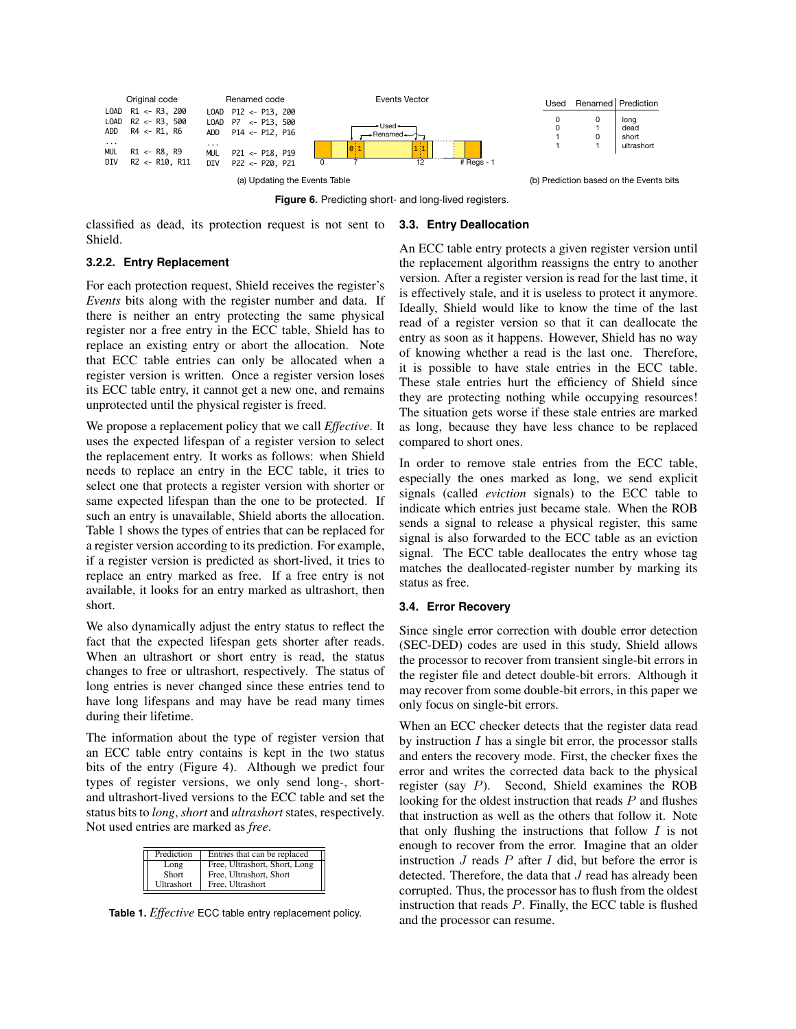| Original code | Renamed code |
| --- | --- |
| LOAD R1 <- R3, 200 | LOAD P12 <- P13, 200 |
| LOAD R2 <- R3, 500 | LOAD P7 <- P13, 500 |
| ADD R4 <- R1, R6 | ADD P14 <- P12, P16 |
| ... | ... |
| MUL R1 <- R8, R9 | MUL P21 <- P18, P19 |
| DIV R2 <- R10, R11 | DIV P22 <- P20, P21 |

(a) Updating the Events Table

| Used | Renamed | Prediction |
| --- | --- | --- |
| 0 | 0 | long |
| 0 | 1 | dead |
| 1 | 0 | short |
| 1 | 1 | ultrashort |

(b) Prediction based on the Events bits

**Figure 6.** Predicting short- and long-lived registers.

classified as dead, its protection request is not sent to Shield.

#### 3.2.2. Entry Replacement

For each protection request, Shield receives the register's *Events* bits along with the register number and data. If there is neither an entry protecting the same physical register nor a free entry in the ECC table, Shield has to replace an existing entry or abort the allocation. Note that ECC table entries can only be allocated when a register version is written. Once a register version loses its ECC table entry, it cannot get a new one, and remains unprotected until the physical register is freed.

We propose a replacement policy that we call *Effective*. It uses the expected lifespan of a register version to select the replacement entry. It works as follows: when Shield needs to replace an entry in the ECC table, it tries to select one that protects a register version with shorter or same expected lifespan than the one to be protected. If such an entry is unavailable, Shield aborts the allocation. Table 1 shows the types of entries that can be replaced for a register version according to its prediction. For example, if a register version is predicted as short-lived, it tries to replace an entry marked as free. If a free entry is not available, it looks for an entry marked as ultrashort, then short.

We also dynamically adjust the entry status to reflect the fact that the expected lifespan gets shorter after reads. When an ultrashort or short entry is read, the status changes to free or ultrashort, respectively. The status of long entries is never changed since these entries tend to have long lifespans and may have be read many times during their lifetime.

The information about the type of register version that an ECC table entry contains is kept in the two status bits of the entry (Figure 4). Although we predict four types of register versions, we only send long-, short- and ultrashort-lived versions to the ECC table and set the status bits to *long*, *short* and *ultrashort* states, respectively. Not used entries are marked as *free*.

| Prediction | Entries that can be replaced |
| --- | --- |
| Long | Free, Ultrashort, Short, Long |
| Short | Free, Ultrashort, Short |
| Ultrashort | Free, Ultrashort |

**Table 1.** *Effective* ECC table entry replacement policy.

### 3.3. Entry Deallocation

An ECC table entry protects a given register version until the replacement algorithm reassigns the entry to another version. After a register version is read for the last time, it is effectively stale, and it is useless to protect it anymore. Ideally, Shield would like to know the time of the last read of a register version so that it can deallocate the entry as soon as it happens. However, Shield has no way of knowing whether a read is the last one. Therefore, it is possible to have stale entries in the ECC table. These stale entries hurt the efficiency of Shield since they are protecting nothing while occupying resources! The situation gets worse if these stale entries are marked as long, because they have less chance to be replaced compared to short ones.

In order to remove stale entries from the ECC table, especially the ones marked as long, we send explicit signals (called *eviction* signals) to the ECC table to indicate which entries just became stale. When the ROB sends a signal to release a physical register, this same signal is also forwarded to the ECC table as an eviction signal. The ECC table deallocates the entry whose tag matches the deallocated-register number by marking its status as free.

### 3.4. Error Recovery

Since single error correction with double error detection (SEC-DED) codes are used in this study, Shield allows the processor to recover from transient single-bit errors in the register file and detect double-bit errors. Although it may recover from some double-bit errors, in this paper we only focus on single-bit errors.

When an ECC checker detects that the register data read by instruction $I$ has a single bit error, the processor stalls and enters the recovery mode. First, the checker fixes the error and writes the corrected data back to the physical register (say $P$). Second, Shield examines the ROB looking for the oldest instruction that reads $P$ and flushes that instruction as well as the others that follow it. Note that only flushing the instructions that follow $I$ is not enough to recover from the error. Imagine that an older instruction $J$ reads $P$ after $I$ did, but before the error is detected. Therefore, the data that $J$ read has already been corrupted. Thus, the processor has to flush from the oldest instruction that reads $P$. Finally, the ECC table is flushed and the processor can resume.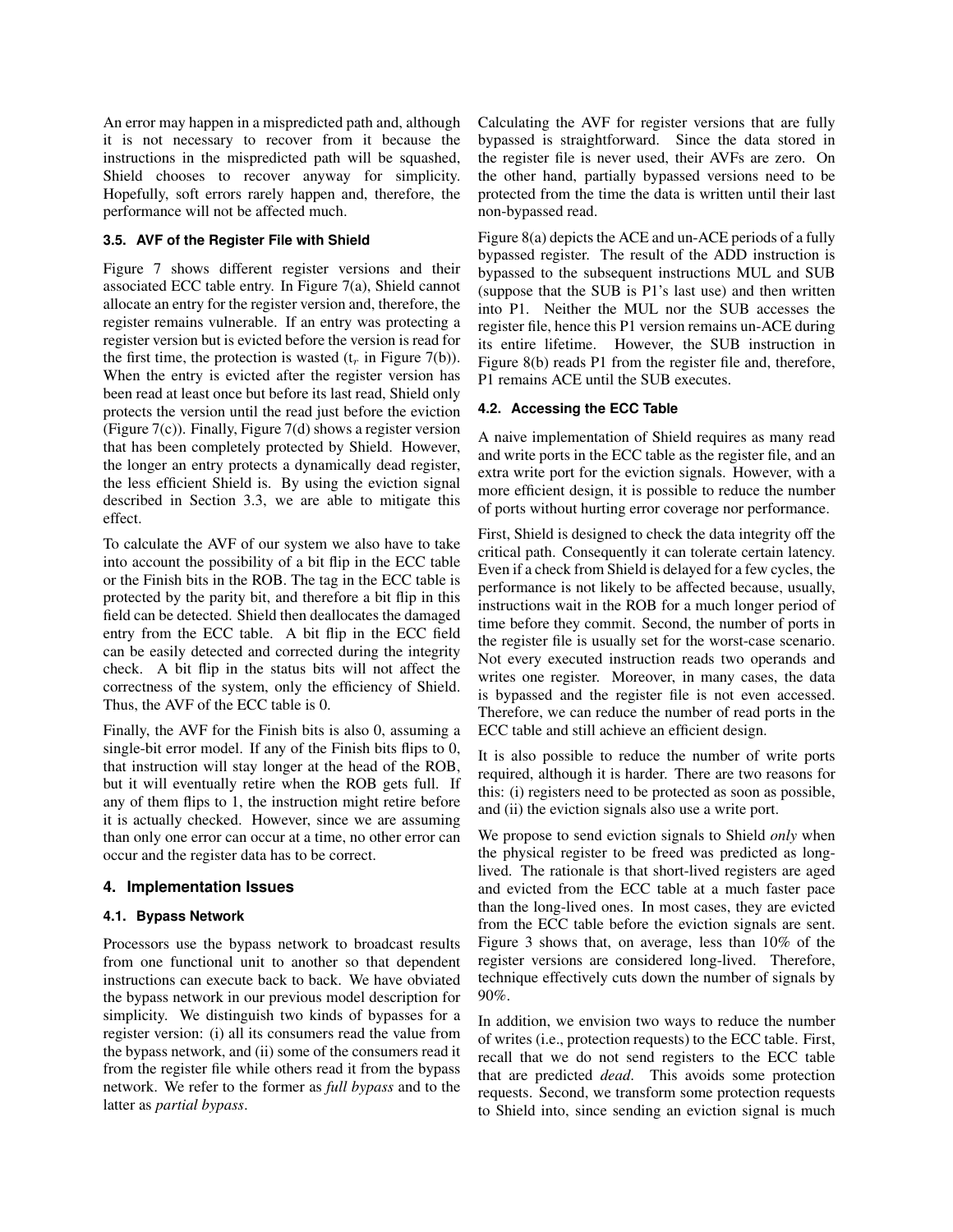An error may happen in a mispredicted path and, although it is not necessary to recover from it because the instructions in the mispredicted path will be squashed, Shield chooses to recover anyway for simplicity. Hopefully, soft errors rarely happen and, therefore, the performance will not be affected much.

### 3.5. AVF of the Register File with Shield

Figure 7 shows different register versions and their associated ECC table entry. In Figure 7(a), Shield cannot allocate an entry for the register version and, therefore, the register remains vulnerable. If an entry was protecting a register version but is evicted before the version is read for the first time, the protection is wasted ($t_r$ in Figure 7(b)). When the entry is evicted after the register version has been read at least once but before its last read, Shield only protects the version until the read just before the eviction (Figure 7(c)). Finally, Figure 7(d) shows a register version that has been completely protected by Shield. However, the longer an entry protects a dynamically dead register, the less efficient Shield is. By using the eviction signal described in Section 3.3, we are able to mitigate this effect.

To calculate the AVF of our system we also have to take into account the possibility of a bit flip in the ECC table or the Finish bits in the ROB. The tag in the ECC table is protected by the parity bit, and therefore a bit flip in this field can be detected. Shield then deallocates the damaged entry from the ECC table. A bit flip in the ECC field can be easily detected and corrected during the integrity check. A bit flip in the status bits will not affect the correctness of the system, only the efficiency of Shield. Thus, the AVF of the ECC table is 0.

Finally, the AVF for the Finish bits is also 0, assuming a single-bit error model. If any of the Finish bits flips to 0, that instruction will stay longer at the head of the ROB, but it will eventually retire when the ROB gets full. If any of them flips to 1, the instruction might retire before it is actually checked. However, since we are assuming than only one error can occur at a time, no other error can occur and the register data has to be correct.

## 4. Implementation Issues

### 4.1. Bypass Network

Processors use the bypass network to broadcast results from one functional unit to another so that dependent instructions can execute back to back. We have obviated the bypass network in our previous model description for simplicity. We distinguish two kinds of bypasses for a register version: (i) all its consumers read the value from the bypass network, and (ii) some of the consumers read it from the register file while others read it from the bypass network. We refer to the former as *full bypass* and to the latter as *partial bypass*.

Calculating the AVF for register versions that are fully bypassed is straightforward. Since the data stored in the register file is never used, their AVFs are zero. On the other hand, partially bypassed versions need to be protected from the time the data is written until their last non-bypassed read.

Figure 8(a) depicts the ACE and un-ACE periods of a fully bypassed register. The result of the ADD instruction is bypassed to the subsequent instructions MUL and SUB (suppose that the SUB is P1's last use) and then written into P1. Neither the MUL nor the SUB accesses the register file, hence this P1 version remains un-ACE during its entire lifetime. However, the SUB instruction in Figure 8(b) reads P1 from the register file and, therefore, P1 remains ACE until the SUB executes.

### 4.2. Accessing the ECC Table

A naive implementation of Shield requires as many read and write ports in the ECC table as the register file, and an extra write port for the eviction signals. However, with a more efficient design, it is possible to reduce the number of ports without hurting error coverage nor performance.

First, Shield is designed to check the data integrity off the critical path. Consequently it can tolerate certain latency. Even if a check from Shield is delayed for a few cycles, the performance is not likely to be affected because, usually, instructions wait in the ROB for a much longer period of time before they commit. Second, the number of ports in the register file is usually set for the worst-case scenario. Not every executed instruction reads two operands and writes one register. Moreover, in many cases, the data is bypassed and the register file is not even accessed. Therefore, we can reduce the number of read ports in the ECC table and still achieve an efficient design.

It is also possible to reduce the number of write ports required, although it is harder. There are two reasons for this: (i) registers need to be protected as soon as possible, and (ii) the eviction signals also use a write port.

We propose to send eviction signals to Shield *only* when the physical register to be freed was predicted as long-lived. The rationale is that short-lived registers are aged and evicted from the ECC table at a much faster pace than the long-lived ones. In most cases, they are evicted from the ECC table before the eviction signals are sent. Figure 3 shows that, on average, less than 10% of the register versions are considered long-lived. Therefore, technique effectively cuts down the number of signals by 90%.

In addition, we envision two ways to reduce the number of writes (i.e., protection requests) to the ECC table. First, recall that we do not send registers to the ECC table that are predicted *dead*. This avoids some protection requests. Second, we transform some protection requests to Shield into, since sending an eviction signal is much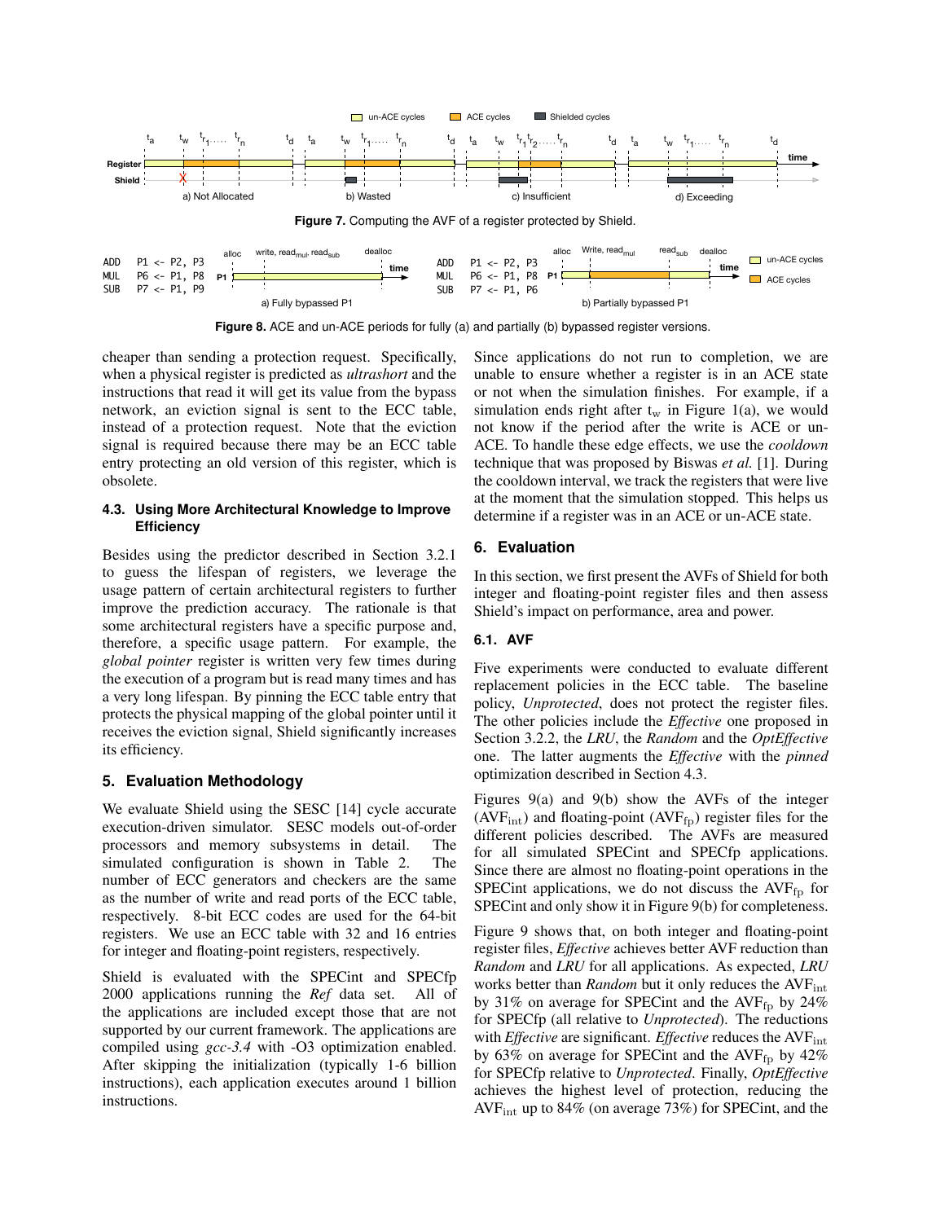**Figure 7.** Computing the AVF of a register protected by Shield.

**Figure 8.** ACE and un-ACE periods for fully (a) and partially (b) bypassed register versions.

cheaper than sending a protection request. Specifically, when a physical register is predicted as *ultrashort* and the instructions that read it will get its value from the bypass network, an eviction signal is sent to the ECC table, instead of a protection request. Note that the eviction signal is required because there may be an ECC table entry protecting an old version of this register, which is obsolete.

### 4.3. Using More Architectural Knowledge to Improve Efficiency

Besides using the predictor described in Section 3.2.1 to guess the lifespan of registers, we leverage the usage pattern of certain architectural registers to further improve the prediction accuracy. The rationale is that some architectural registers have a specific purpose and, therefore, a specific usage pattern. For example, the *global pointer* register is written very few times during the execution of a program but is read many times and has a very long lifespan. By pinning the ECC table entry that protects the physical mapping of the global pointer until it receives the eviction signal, Shield significantly increases its efficiency.

## 5. Evaluation Methodology

We evaluate Shield using the SESC [14] cycle accurate execution-driven simulator. SESC models out-of-order processors and memory subsystems in detail. The simulated configuration is shown in Table 2. The number of ECC generators and checkers are the same as the number of write and read ports of the ECC table, respectively. 8-bit ECC codes are used for the 64-bit registers. We use an ECC table with 32 and 16 entries for integer and floating-point registers, respectively.

Shield is evaluated with the SPECint and SPECfp 2000 applications running the *Ref* data set. All of the applications are included except those that are not supported by our current framework. The applications are compiled using *gcc-3.4* with -O3 optimization enabled. After skipping the initialization (typically 1-6 billion instructions), each application executes around 1 billion instructions.

Since applications do not run to completion, we are unable to ensure whether a register is in an ACE state or not when the simulation finishes. For example, if a simulation ends right after $t_w$ in Figure 1(a), we would not know if the period after the write is ACE or un-ACE. To handle these edge effects, we use the *cooldown* technique that was proposed by Biswas *et al.* [1]. During the cooldown interval, we track the registers that were live at the moment that the simulation stopped. This helps us determine if a register was in an ACE or un-ACE state.

## 6. Evaluation

In this section, we first present the AVFs of Shield for both integer and floating-point register files and then assess Shield's impact on performance, area and power.

### 6.1. AVF

Five experiments were conducted to evaluate different replacement policies in the ECC table. The baseline policy, *Unprotected*, does not protect the register files. The other policies include the *Effective* one proposed in Section 3.2.2, the *LRU*, the *Random* and the *OptEffective* one. The latter augments the *Effective* with the *pinned* optimization described in Section 4.3.

Figures 9(a) and 9(b) show the AVFs of the integer ($\mathrm{AVF_{int}}$) and floating-point ($\mathrm{AVF_{fp}}$) register files for the different policies described. The AVFs are measured for all simulated SPECint and SPECfp applications. Since there are almost no floating-point operations in the SPECint applications, we do not discuss the $\mathrm{AVF_{fp}}$ for SPECint and only show it in Figure 9(b) for completeness.

Figure 9 shows that, on both integer and floating-point register files, *Effective* achieves better AVF reduction than *Random* and *LRU* for all applications. As expected, *LRU* works better than *Random* but it only reduces the $\mathrm{AVF_{int}}$ by 31% on average for SPECint and the $\mathrm{AVF_{fp}}$ by 24% for SPECfp (all relative to *Unprotected*). The reductions with *Effective* are significant. *Effective* reduces the $\mathrm{AVF_{int}}$ by 63% on average for SPECint and the $\mathrm{AVF_{fp}}$ by 42% for SPECfp relative to *Unprotected*. Finally, *OptEffective* achieves the highest level of protection, reducing the $\mathrm{AVF_{int}}$ up to 84% (on average 73%) for SPECint, and the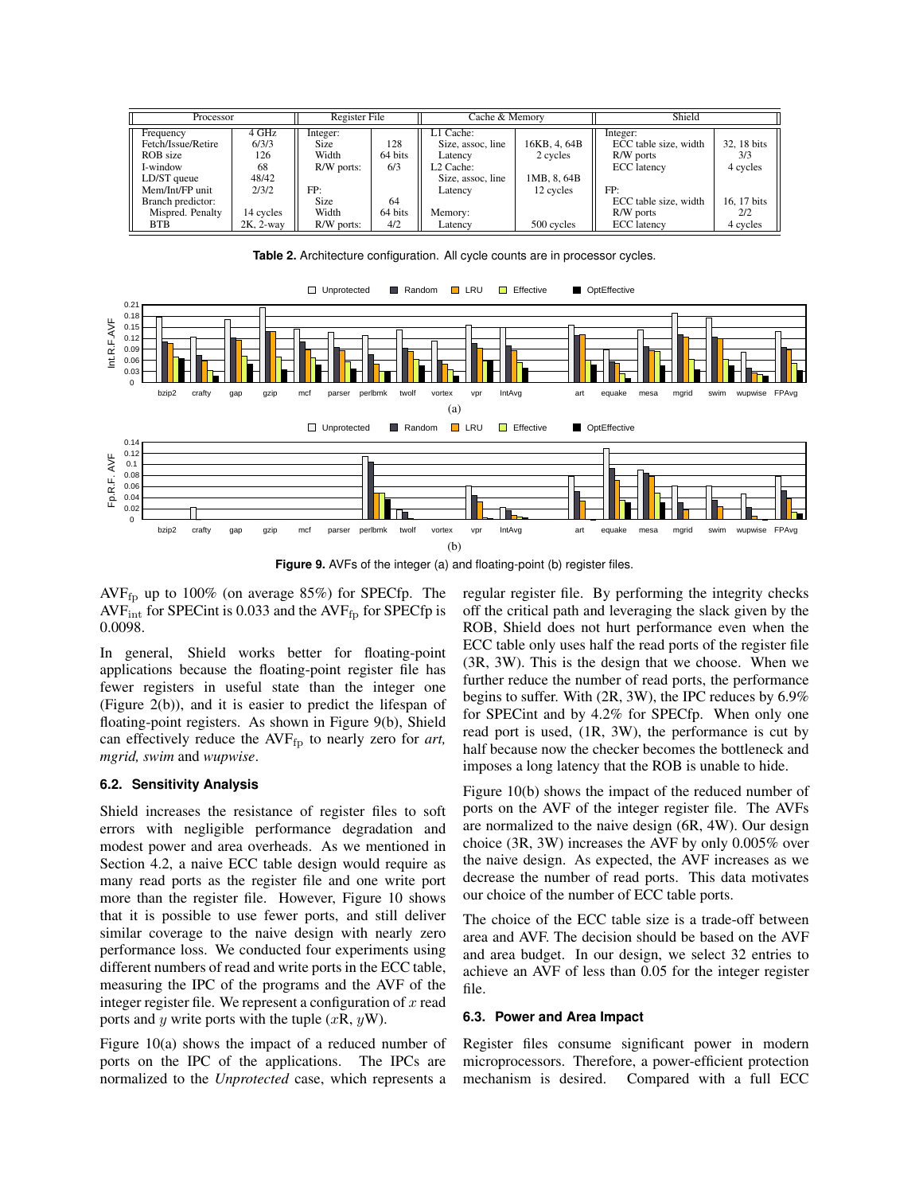| Processor | | Register File | | Cache & Memory | | Shield | |
|---|---|---|---|---|---|---|---|
| Frequency | 4 GHz | Integer: | | L1 Cache: | | Integer: | |
| Fetch/Issue/Retire | 6/3/3 | Size | 128 | Size, assoc, line | 16KB, 4, 64B | ECC table size, width | 32, 18 bits |
| ROB size | 126 | Width | 64 bits | Latency | 2 cycles | R/W ports | 3/3 |
| I-window | 68 | R/W ports: | 6/3 | L2 Cache: | | ECC latency | 4 cycles |
| LD/ST queue | 48/42 | | | Size, assoc, line | 1MB, 8, 64B | | |
| Mem/Int/FP unit | 2/3/2 | FP: | | Latency | 12 cycles | FP: | |
| Branch predictor: | | Size | 64 | | | ECC table size, width | 16, 17 bits |
| Mispred. Penalty | 14 cycles | Width | 64 bits | Memory: | | R/W ports | 2/2 |
| BTB | 2K, 2-way | R/W ports: | 4/2 | Latency | 500 cycles | ECC latency | 4 cycles |

**Table 2.** Architecture configuration. All cycle counts are in processor cycles.

**Figure 9.** AVFs of the integer (a) and floating-point (b) register files.

$AVF_{fp}$ up to 100% (on average 85%) for SPECfp. The $AVF_{int}$ for SPECint is 0.033 and the $AVF_{fp}$ for SPECfp is 0.0098.

In general, Shield works better for floating-point applications because the floating-point register file has fewer registers in useful state than the integer one (Figure 2(b)), and it is easier to predict the lifespan of floating-point registers. As shown in Figure 9(b), Shield can effectively reduce the $AVF_{fp}$ to nearly zero for *art, mgrid, swim* and *wupwise*.

### 6.2. Sensitivity Analysis

Shield increases the resistance of register files to soft errors with negligible performance degradation and modest power and area overheads. As we mentioned in Section 4.2, a naive ECC table design would require as many read ports as the register file and one write port more than the register file. However, Figure 10 shows that it is possible to use fewer ports, and still deliver similar coverage to the naive design with nearly zero performance loss. We conducted four experiments using different numbers of read and write ports in the ECC table, measuring the IPC of the programs and the AVF of the integer register file. We represent a configuration of $x$ read ports and $y$ write ports with the tuple ($x$R, $y$W).

Figure 10(a) shows the impact of a reduced number of ports on the IPC of the applications. The IPCs are normalized to the *Unprotected* case, which represents a regular register file. By performing the integrity checks off the critical path and leveraging the slack given by the ROB, Shield does not hurt performance even when the ECC table only uses half the read ports of the register file (3R, 3W). This is the design that we choose. When we further reduce the number of read ports, the performance begins to suffer. With (2R, 3W), the IPC reduces by 6.9% for SPECint and by 4.2% for SPECfp. When only one read port is used, (1R, 3W), the performance is cut by half because now the checker becomes the bottleneck and imposes a long latency that the ROB is unable to hide.

Figure 10(b) shows the impact of the reduced number of ports on the AVF of the integer register file. The AVFs are normalized to the naive design (6R, 4W). Our design choice (3R, 3W) increases the AVF by only 0.005% over the naive design. As expected, the AVF increases as we decrease the number of read ports. This data motivates our choice of the number of ECC table ports.

The choice of the ECC table size is a trade-off between area and AVF. The decision should be based on the AVF and area budget. In our design, we select 32 entries to achieve an AVF of less than 0.05 for the integer register file.

### 6.3. Power and Area Impact

Register files consume significant power in modern microprocessors. Therefore, a power-efficient protection mechanism is desired. Compared with a full ECC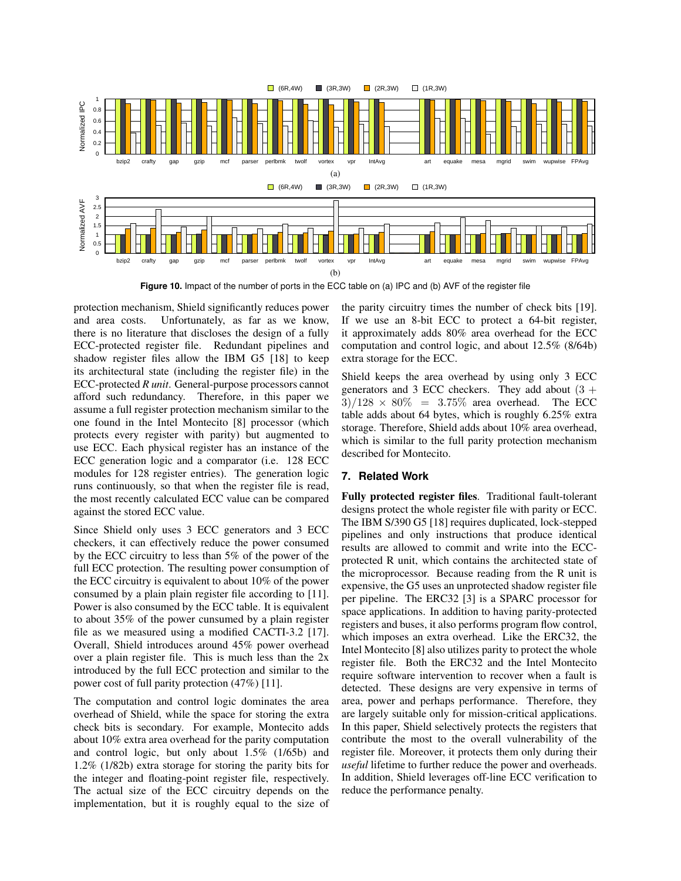Figure 10. Impact of the number of ports in the ECC table on (a) IPC and (b) AVF of the register file

protection mechanism, Shield significantly reduces power and area costs. Unfortunately, as far as we know, there is no literature that discloses the design of a fully ECC-protected register file. Redundant pipelines and shadow register files allow the IBM G5 [18] to keep its architectural state (including the register file) in the ECC-protected *R unit*. General-purpose processors cannot afford such redundancy. Therefore, in this paper we assume a full register protection mechanism similar to the one found in the Intel Montecito [8] processor (which protects every register with parity) but augmented to use ECC. Each physical register has an instance of the ECC generation logic and a comparator (i.e. 128 ECC modules for 128 register entries). The generation logic runs continuously, so that when the register file is read, the most recently calculated ECC value can be compared against the stored ECC value.

Since Shield only uses 3 ECC generators and 3 ECC checkers, it can effectively reduce the power consumed by the ECC circuitry to less than 5% of the power of the full ECC protection. The resulting power consumption of the ECC circuitry is equivalent to about 10% of the power consumed by a plain plain register file according to [11]. Power is also consumed by the ECC table. It is equivalent to about 35% of the power cunsumed by a plain register file as we measured using a modified CACTI-3.2 [17]. Overall, Shield introduces around 45% power overhead over a plain register file. This is much less than the 2x introduced by the full ECC protection and similar to the power cost of full parity protection (47%) [11].

The computation and control logic dominates the area overhead of Shield, while the space for storing the extra check bits is secondary. For example, Montecito adds about 10% extra area overhead for the parity computation and control logic, but only about 1.5% (1/65b) and 1.2% (1/82b) extra storage for storing the parity bits for the integer and floating-point register file, respectively. The actual size of the ECC circuitry depends on the implementation, but it is roughly equal to the size of the parity circuitry times the number of check bits [19]. If we use an 8-bit ECC to protect a 64-bit register, it approximately adds 80% area overhead for the ECC computation and control logic, and about 12.5% (8/64b) extra storage for the ECC.

Shield keeps the area overhead by using only 3 ECC generators and 3 ECC checkers. They add about $(3 + 3)/128 \times 80\% = 3.75\%$ area overhead. The ECC table adds about 64 bytes, which is roughly 6.25% extra storage. Therefore, Shield adds about 10% area overhead, which is similar to the full parity protection mechanism described for Montecito.

## 7. Related Work

**Fully protected register files**. Traditional fault-tolerant designs protect the whole register file with parity or ECC. The IBM S/390 G5 [18] requires duplicated, lock-stepped pipelines and only instructions that produce identical results are allowed to commit and write into the ECC-protected R unit, which contains the architected state of the microprocessor. Because reading from the R unit is expensive, the G5 uses an unprotected shadow register file per pipeline. The ERC32 [3] is a SPARC processor for space applications. In addition to having parity-protected registers and buses, it also performs program flow control, which imposes an extra overhead. Like the ERC32, the Intel Montecito [8] also utilizes parity to protect the whole register file. Both the ERC32 and the Intel Montecito require software intervention to recover when a fault is detected. These designs are very expensive in terms of area, power and perhaps performance. Therefore, they are largely suitable only for mission-critical applications. In this paper, Shield selectively protects the registers that contribute the most to the overall vulnerability of the register file. Moreover, it protects them only during their *useful* lifetime to further reduce the power and overheads. In addition, Shield leverages off-line ECC verification to reduce the performance penalty.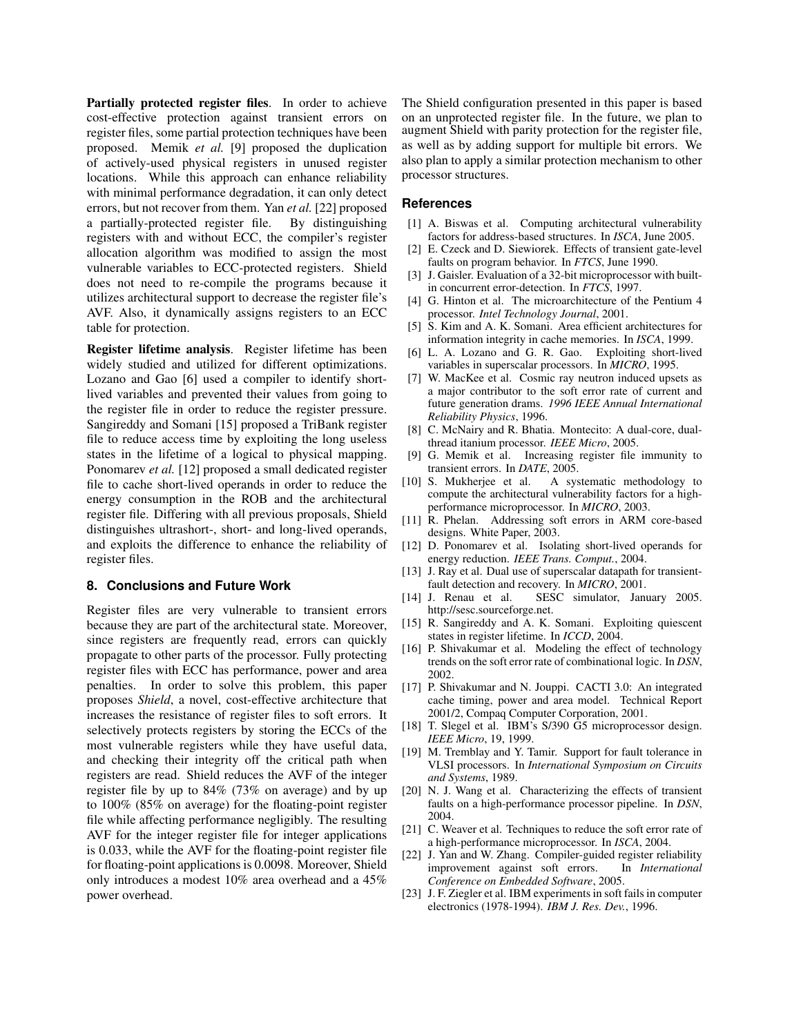**Partially protected register files**. In order to achieve cost-effective protection against transient errors on register files, some partial protection techniques have been proposed. Memik *et al.* [9] proposed the duplication of actively-used physical registers in unused register locations. While this approach can enhance reliability with minimal performance degradation, it can only detect errors, but not recover from them. Yan *et al.* [22] proposed a partially-protected register file. By distinguishing registers with and without ECC, the compiler's register allocation algorithm was modified to assign the most vulnerable variables to ECC-protected registers. Shield does not need to re-compile the programs because it utilizes architectural support to decrease the register file's AVF. Also, it dynamically assigns registers to an ECC table for protection.

**Register lifetime analysis**. Register lifetime has been widely studied and utilized for different optimizations. Lozano and Gao [6] used a compiler to identify short-lived variables and prevented their values from going to the register file in order to reduce the register pressure. Sangireddy and Somani [15] proposed a TriBank register file to reduce access time by exploiting the long useless states in the lifetime of a logical to physical mapping. Ponomarev *et al.* [12] proposed a small dedicated register file to cache short-lived operands in order to reduce the energy consumption in the ROB and the architectural register file. Differing with all previous proposals, Shield distinguishes ultrashort-, short- and long-lived operands, and exploits the difference to enhance the reliability of register files.

## 8. Conclusions and Future Work

Register files are very vulnerable to transient errors because they are part of the architectural state. Moreover, since registers are frequently read, errors can quickly propagate to other parts of the processor. Fully protecting register files with ECC has performance, power and area penalties. In order to solve this problem, this paper proposes *Shield*, a novel, cost-effective architecture that increases the resistance of register files to soft errors. It selectively protects registers by storing the ECCs of the most vulnerable registers while they have useful data, and checking their integrity off the critical path when registers are read. Shield reduces the AVF of the integer register file by up to 84% (73% on average) and by up to 100% (85% on average) for the floating-point register file while affecting performance negligibly. The resulting AVF for the integer register file for integer applications is 0.033, while the AVF for the floating-point register file for floating-point applications is 0.0098. Moreover, Shield only introduces a modest 10% area overhead and a 45% power overhead.

The Shield configuration presented in this paper is based on an unprotected register file. In the future, we plan to augment Shield with parity protection for the register file, as well as by adding support for multiple bit errors. We also plan to apply a similar protection mechanism to other processor structures.

## References

[1] A. Biswas et al. Computing architectural vulnerability factors for address-based structures. In *ISCA*, June 2005.

[2] E. Czeck and D. Siewiorek. Effects of transient gate-level faults on program behavior. In *FTCS*, June 1990.

[3] J. Gaisler. Evaluation of a 32-bit microprocessor with built-in concurrent error-detection. In *FTCS*, 1997.

[4] G. Hinton et al. The microarchitecture of the Pentium 4 processor. *Intel Technology Journal*, 2001.

[5] S. Kim and A. K. Somani. Area efficient architectures for information integrity in cache memories. In *ISCA*, 1999.

[6] L. A. Lozano and G. R. Gao. Exploiting short-lived variables in superscalar processors. In *MICRO*, 1995.

[7] W. MacKee et al. Cosmic ray neutron induced upsets as a major contributor to the soft error rate of current and future generation drams. *1996 IEEE Annual International Reliability Physics*, 1996.

[8] C. McNairy and R. Bhatia. Montecito: A dual-core, dual-thread itanium processor. *IEEE Micro*, 2005.

[9] G. Memik et al. Increasing register file immunity to transient errors. In *DATE*, 2005.

[10] S. Mukherjee et al. A systematic methodology to compute the architectural vulnerability factors for a high-performance microprocessor. In *MICRO*, 2003.

[11] R. Phelan. Addressing soft errors in ARM core-based designs. White Paper, 2003.

[12] D. Ponomarev et al. Isolating short-lived operands for energy reduction. *IEEE Trans. Comput.*, 2004.

[13] J. Ray et al. Dual use of superscalar datapath for transient-fault detection and recovery. In *MICRO*, 2001.

[14] J. Renau et al. SESC simulator, January 2005. http://sesc.sourceforge.net.

[15] R. Sangireddy and A. K. Somani. Exploiting quiescent states in register lifetime. In *ICCD*, 2004.

[16] P. Shivakumar et al. Modeling the effect of technology trends on the soft error rate of combinational logic. In *DSN*, 2002.

[17] P. Shivakumar and N. Jouppi. CACTI 3.0: An integrated cache timing, power and area model. Technical Report 2001/2, Compaq Computer Corporation, 2001.

[18] T. Slegel et al. IBM's S/390 G5 microprocessor design. *IEEE Micro*, 19, 1999.

[19] M. Tremblay and Y. Tamir. Support for fault tolerance in VLSI processors. In *International Symposium on Circuits and Systems*, 1989.

[20] N. J. Wang et al. Characterizing the effects of transient faults on a high-performance processor pipeline. In *DSN*, 2004.

[21] C. Weaver et al. Techniques to reduce the soft error rate of a high-performance microprocessor. In *ISCA*, 2004.

[22] J. Yan and W. Zhang. Compiler-guided register reliability improvement against soft errors. In *International Conference on Embedded Software*, 2005.

[23] J. F. Ziegler et al. IBM experiments in soft fails in computer electronics (1978-1994). *IBM J. Res. Dev.*, 1996.